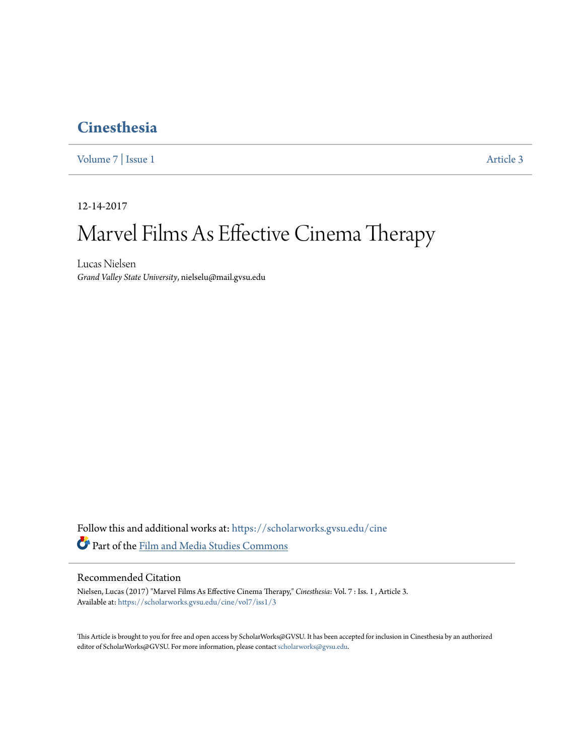# Cinesthesia

Volume 7 | Issue 1 Article 3

12-14-2017

# Marvel Films As Effective Cinema Therapy

Lucas Nielsen
*Grand Valley State University*, nielselu@mail.gvsu.edu

Follow this and additional works at: https://scholarworks.gvsu.edu/cine

Part of the Film and Media Studies Commons

## Recommended Citation

Nielsen, Lucas (2017) "Marvel Films As Effective Cinema Therapy," *Cinesthesia*: Vol. 7 : Iss. 1 , Article 3.
Available at: https://scholarworks.gvsu.edu/cine/vol7/iss1/3

This Article is brought to you for free and open access by ScholarWorks@GVSU. It has been accepted for inclusion in Cinesthesia by an authorized editor of ScholarWorks@GVSU. For more information, please contact scholarworks@gvsu.edu.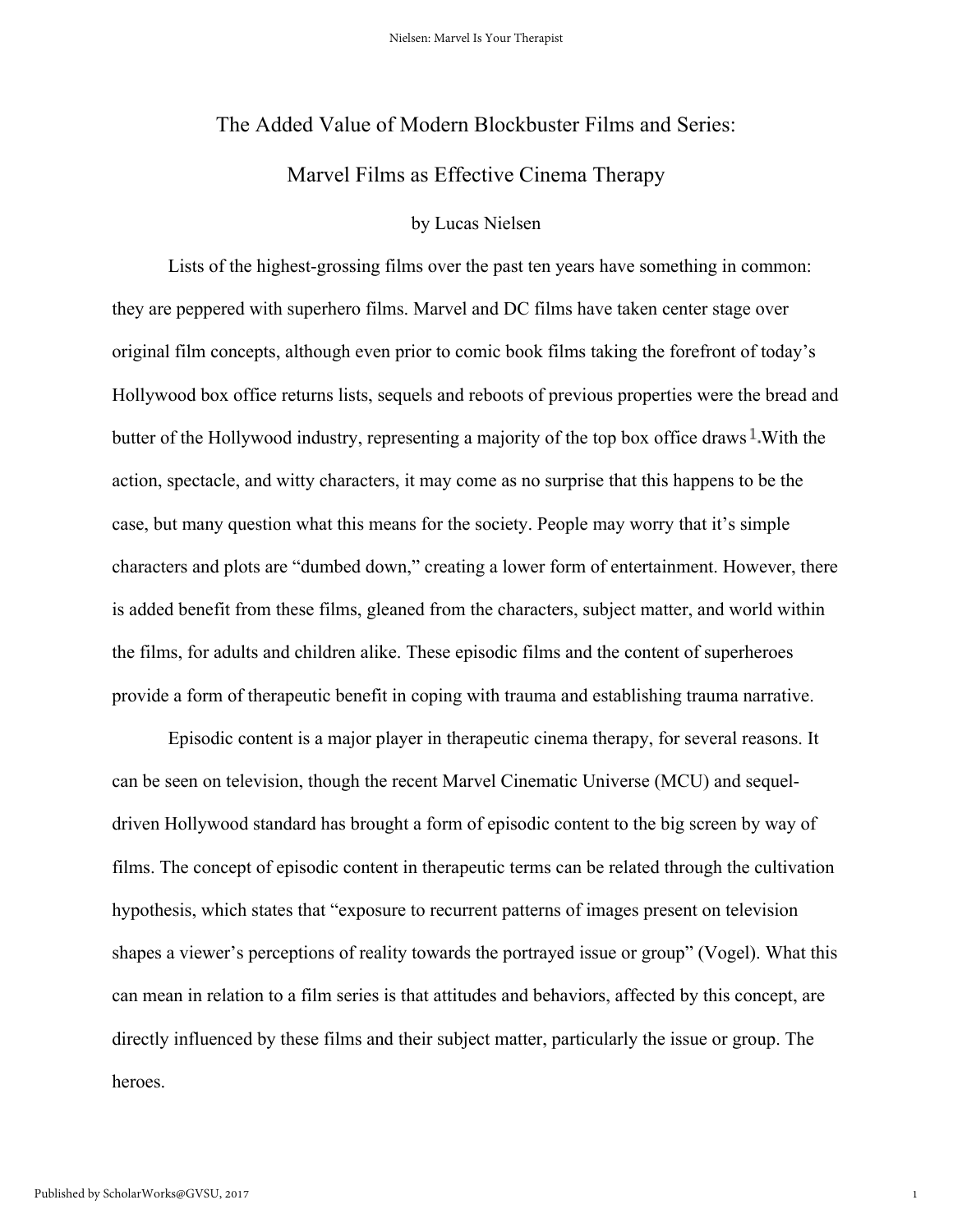# The Added Value of Modern Blockbuster Films and Series:

# Marvel Films as Effective Cinema Therapy

by Lucas Nielsen

Lists of the highest-grossing films over the past ten years have something in common: they are peppered with superhero films. Marvel and DC films have taken center stage over original film concepts, although even prior to comic book films taking the forefront of today's Hollywood box office returns lists, sequels and reboots of previous properties were the bread and butter of the Hollywood industry, representing a majority of the top box office draws[1].With the action, spectacle, and witty characters, it may come as no surprise that this happens to be the case, but many question what this means for the society. People may worry that it's simple characters and plots are "dumbed down," creating a lower form of entertainment. However, there is added benefit from these films, gleaned from the characters, subject matter, and world within the films, for adults and children alike. These episodic films and the content of superheroes provide a form of therapeutic benefit in coping with trauma and establishing trauma narrative.

Episodic content is a major player in therapeutic cinema therapy, for several reasons. It can be seen on television, though the recent Marvel Cinematic Universe (MCU) and sequel-driven Hollywood standard has brought a form of episodic content to the big screen by way of films. The concept of episodic content in therapeutic terms can be related through the cultivation hypothesis, which states that "exposure to recurrent patterns of images present on television shapes a viewer's perceptions of reality towards the portrayed issue or group" (Vogel). What this can mean in relation to a film series is that attitudes and behaviors, affected by this concept, are directly influenced by these films and their subject matter, particularly the issue or group. The heroes.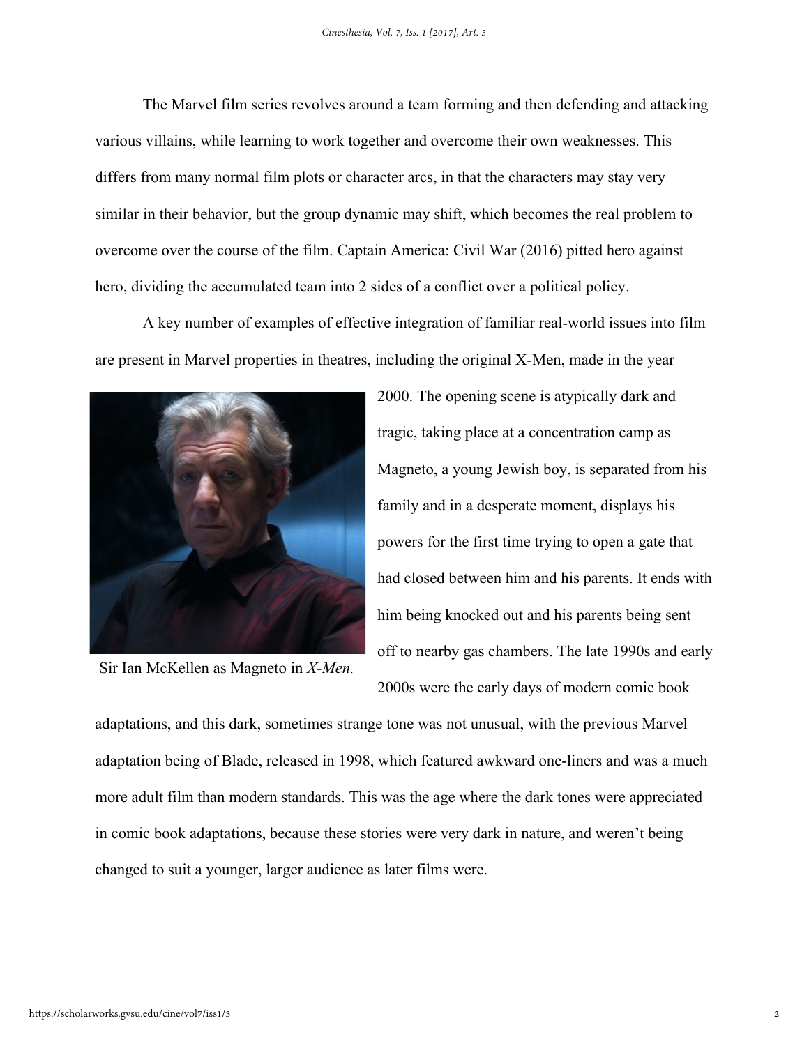The Marvel film series revolves around a team forming and then defending and attacking various villains, while learning to work together and overcome their own weaknesses. This differs from many normal film plots or character arcs, in that the characters may stay very similar in their behavior, but the group dynamic may shift, which becomes the real problem to overcome over the course of the film. Captain America: Civil War (2016) pitted hero against hero, dividing the accumulated team into 2 sides of a conflict over a political policy.

A key number of examples of effective integration of familiar real-world issues into film are present in Marvel properties in theatres, including the original X-Men, made in the year 2000. The opening scene is atypically dark and tragic, taking place at a concentration camp as Magneto, a young Jewish boy, is separated from his family and in a desperate moment, displays his powers for the first time trying to open a gate that had closed between him and his parents. It ends with him being knocked out and his parents being sent off to nearby gas chambers. The late 1990s and early 2000s were the early days of modern comic book adaptations, and this dark, sometimes strange tone was not unusual, with the previous Marvel adaptation being of Blade, released in 1998, which featured awkward one-liners and was a much more adult film than modern standards. This was the age where the dark tones were appreciated in comic book adaptations, because these stories were very dark in nature, and weren't being changed to suit a younger, larger audience as later films were.

Sir Ian McKellen as Magneto in *X-Men.*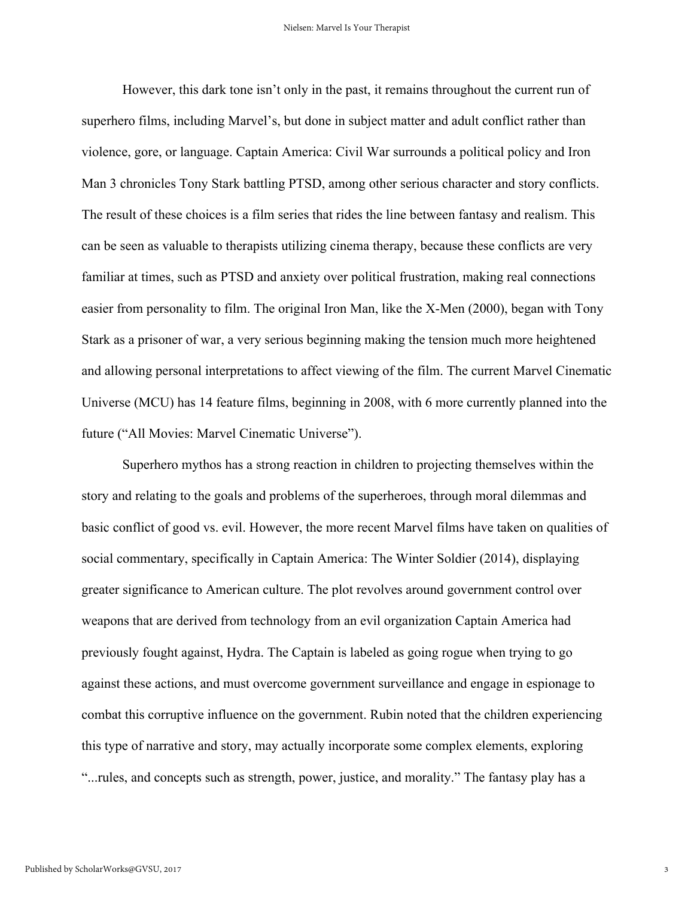However, this dark tone isn't only in the past, it remains throughout the current run of superhero films, including Marvel's, but done in subject matter and adult conflict rather than violence, gore, or language. Captain America: Civil War surrounds a political policy and Iron Man 3 chronicles Tony Stark battling PTSD, among other serious character and story conflicts. The result of these choices is a film series that rides the line between fantasy and realism. This can be seen as valuable to therapists utilizing cinema therapy, because these conflicts are very familiar at times, such as PTSD and anxiety over political frustration, making real connections easier from personality to film. The original Iron Man, like the X-Men (2000), began with Tony Stark as a prisoner of war, a very serious beginning making the tension much more heightened and allowing personal interpretations to affect viewing of the film. The current Marvel Cinematic Universe (MCU) has 14 feature films, beginning in 2008, with 6 more currently planned into the future ("All Movies: Marvel Cinematic Universe").

Superhero mythos has a strong reaction in children to projecting themselves within the story and relating to the goals and problems of the superheroes, through moral dilemmas and basic conflict of good vs. evil. However, the more recent Marvel films have taken on qualities of social commentary, specifically in Captain America: The Winter Soldier (2014), displaying greater significance to American culture. The plot revolves around government control over weapons that are derived from technology from an evil organization Captain America had previously fought against, Hydra. The Captain is labeled as going rogue when trying to go against these actions, and must overcome government surveillance and engage in espionage to combat this corruptive influence on the government. Rubin noted that the children experiencing this type of narrative and story, may actually incorporate some complex elements, exploring "...rules, and concepts such as strength, power, justice, and morality." The fantasy play has a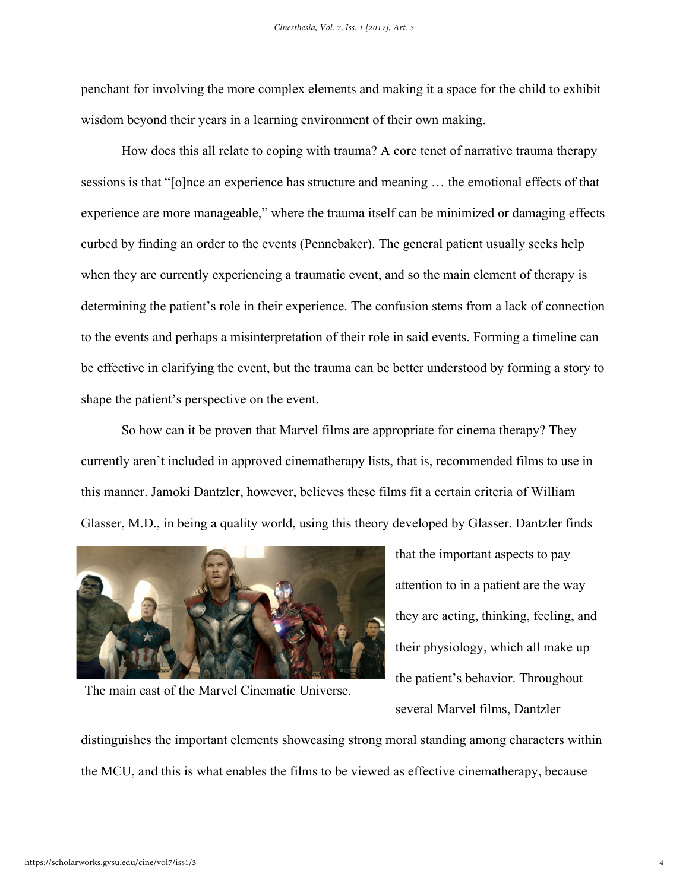penchant for involving the more complex elements and making it a space for the child to exhibit wisdom beyond their years in a learning environment of their own making.

How does this all relate to coping with trauma? A core tenet of narrative trauma therapy sessions is that "[o]nce an experience has structure and meaning … the emotional effects of that experience are more manageable," where the trauma itself can be minimized or damaging effects curbed by finding an order to the events (Pennebaker). The general patient usually seeks help when they are currently experiencing a traumatic event, and so the main element of therapy is determining the patient's role in their experience. The confusion stems from a lack of connection to the events and perhaps a misinterpretation of their role in said events. Forming a timeline can be effective in clarifying the event, but the trauma can be better understood by forming a story to shape the patient's perspective on the event.

So how can it be proven that Marvel films are appropriate for cinema therapy? They currently aren't included in approved cinematherapy lists, that is, recommended films to use in this manner. Jamoki Dantzler, however, believes these films fit a certain criteria of William Glasser, M.D., in being a quality world, using this theory developed by Glasser. Dantzler finds that the important aspects to pay attention to in a patient are the way they are acting, thinking, feeling, and their physiology, which all make up the patient's behavior. Throughout several Marvel films, Dantzler distinguishes the important elements showcasing strong moral standing among characters within the MCU, and this is what enables the films to be viewed as effective cinematherapy, because

The main cast of the Marvel Cinematic Universe.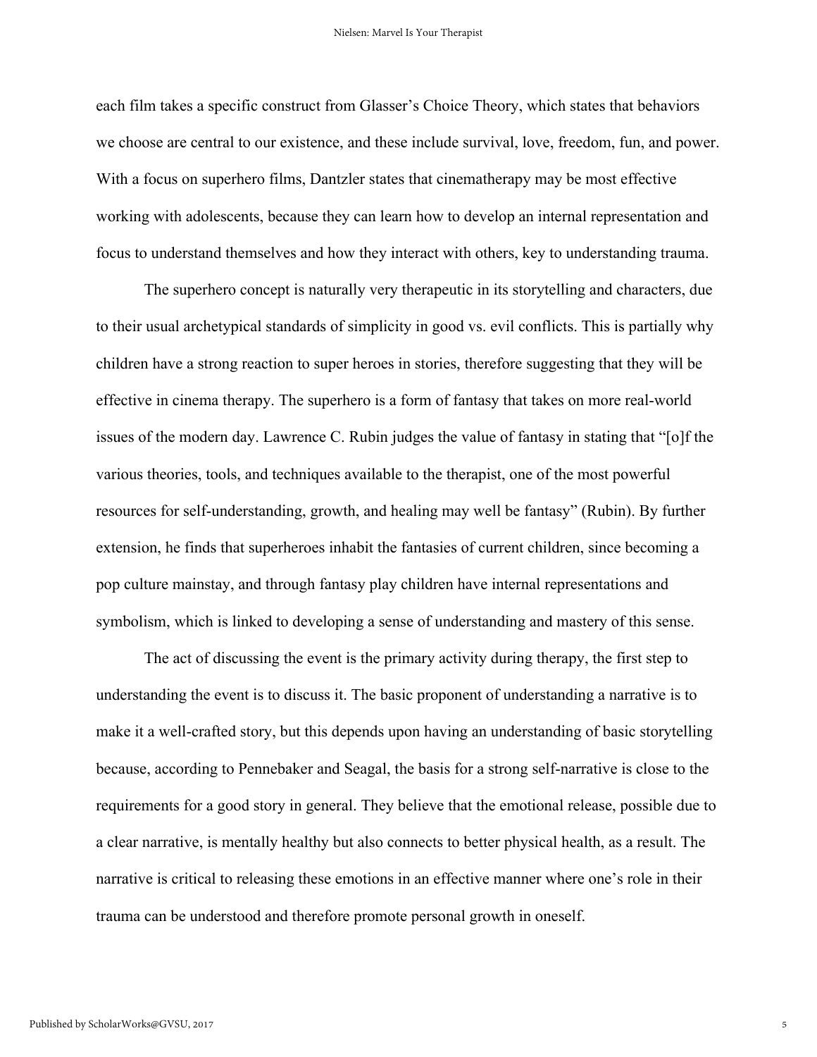each film takes a specific construct from Glasser's Choice Theory, which states that behaviors we choose are central to our existence, and these include survival, love, freedom, fun, and power. With a focus on superhero films, Dantzler states that cinematherapy may be most effective working with adolescents, because they can learn how to develop an internal representation and focus to understand themselves and how they interact with others, key to understanding trauma.

The superhero concept is naturally very therapeutic in its storytelling and characters, due to their usual archetypical standards of simplicity in good vs. evil conflicts. This is partially why children have a strong reaction to super heroes in stories, therefore suggesting that they will be effective in cinema therapy. The superhero is a form of fantasy that takes on more real-world issues of the modern day. Lawrence C. Rubin judges the value of fantasy in stating that "[o]f the various theories, tools, and techniques available to the therapist, one of the most powerful resources for self-understanding, growth, and healing may well be fantasy" (Rubin). By further extension, he finds that superheroes inhabit the fantasies of current children, since becoming a pop culture mainstay, and through fantasy play children have internal representations and symbolism, which is linked to developing a sense of understanding and mastery of this sense.

The act of discussing the event is the primary activity during therapy, the first step to understanding the event is to discuss it. The basic proponent of understanding a narrative is to make it a well-crafted story, but this depends upon having an understanding of basic storytelling because, according to Pennebaker and Seagal, the basis for a strong self-narrative is close to the requirements for a good story in general. They believe that the emotional release, possible due to a clear narrative, is mentally healthy but also connects to better physical health, as a result. The narrative is critical to releasing these emotions in an effective manner where one's role in their trauma can be understood and therefore promote personal growth in oneself.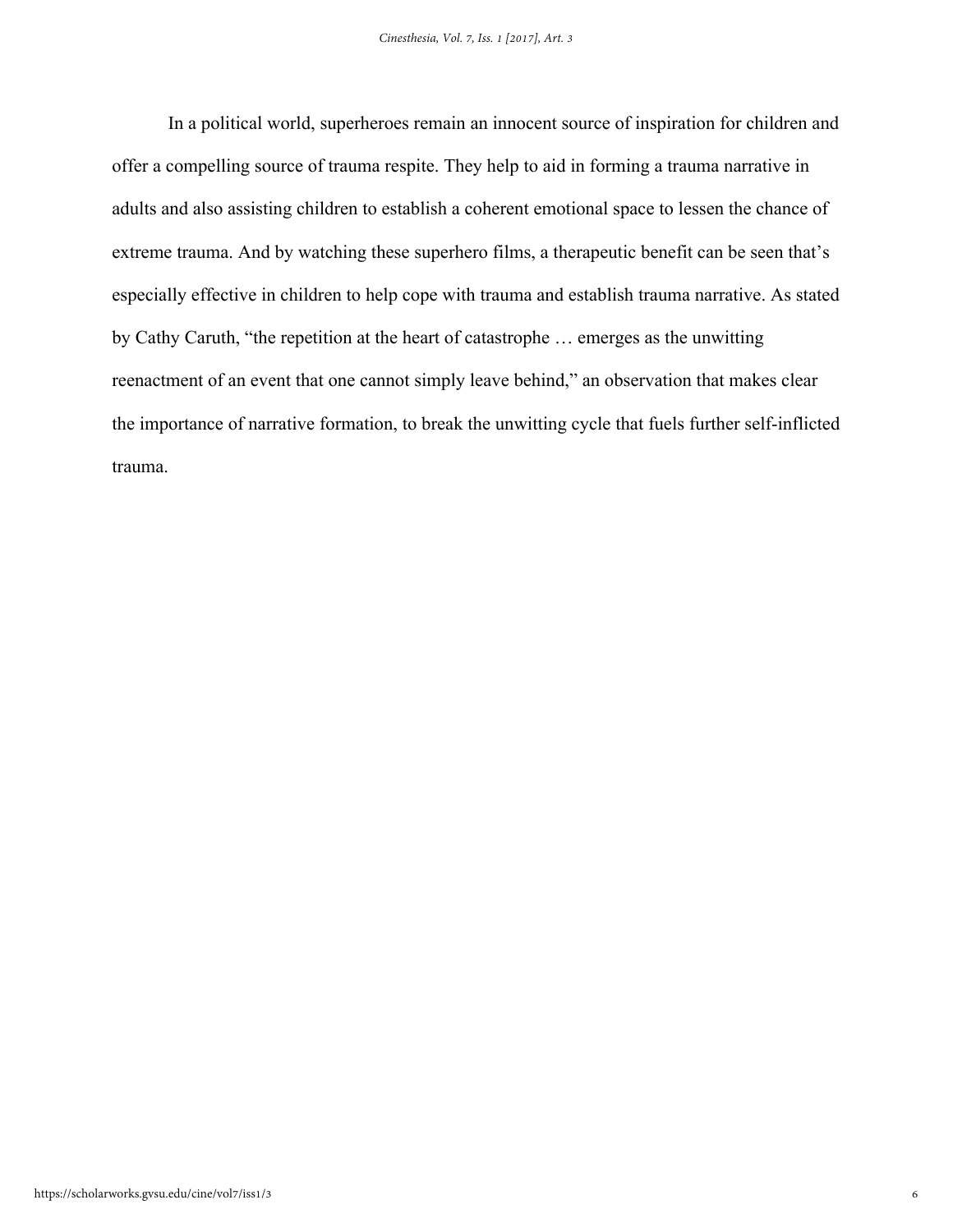In a political world, superheroes remain an innocent source of inspiration for children and offer a compelling source of trauma respite. They help to aid in forming a trauma narrative in adults and also assisting children to establish a coherent emotional space to lessen the chance of extreme trauma. And by watching these superhero films, a therapeutic benefit can be seen that's especially effective in children to help cope with trauma and establish trauma narrative. As stated by Cathy Caruth, "the repetition at the heart of catastrophe … emerges as the unwitting reenactment of an event that one cannot simply leave behind," an observation that makes clear the importance of narrative formation, to break the unwitting cycle that fuels further self-inflicted trauma.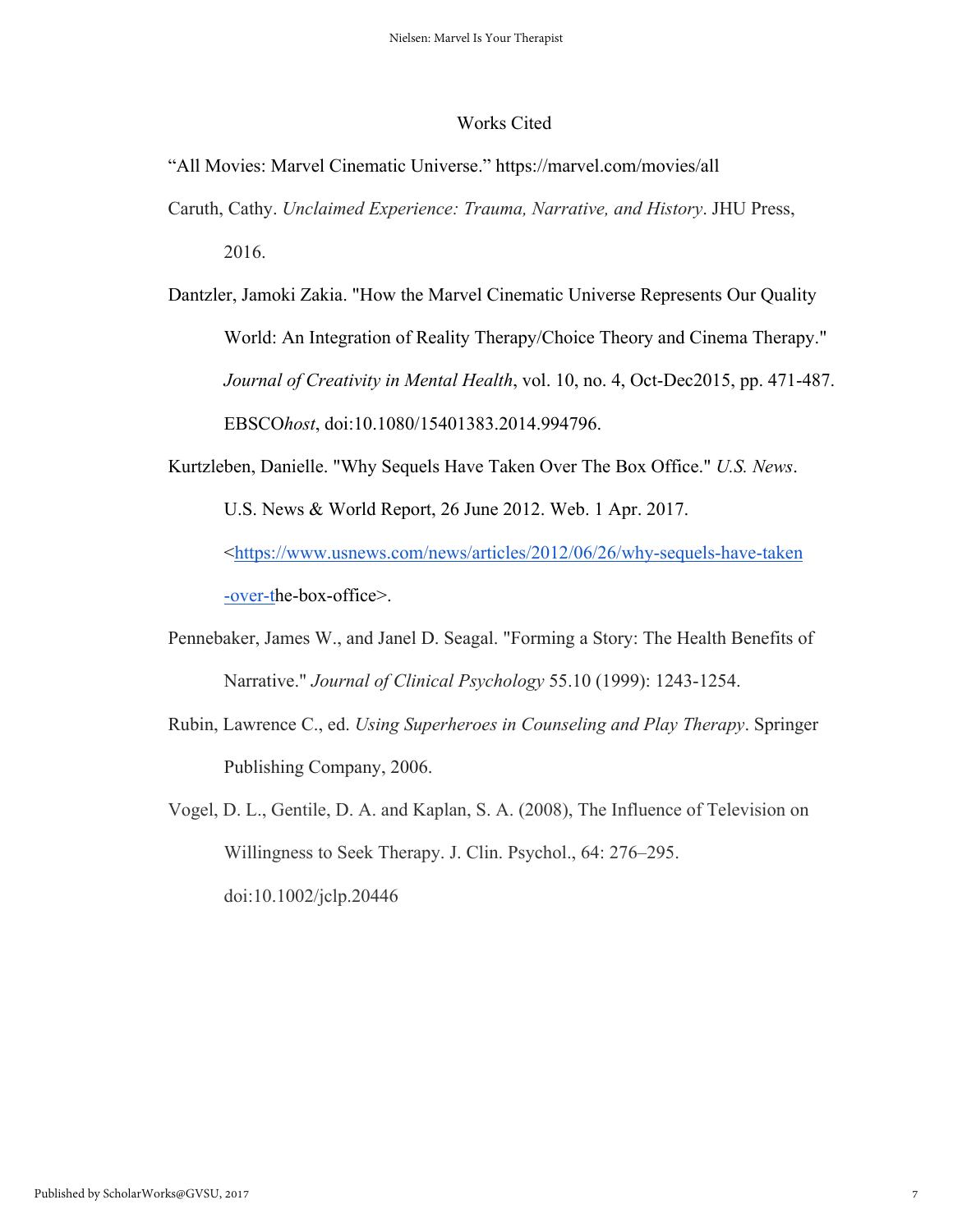## Works Cited

"All Movies: Marvel Cinematic Universe." https://marvel.com/movies/all

Caruth, Cathy. *Unclaimed Experience: Trauma, Narrative, and History*. JHU Press, 2016.

Dantzler, Jamoki Zakia. "How the Marvel Cinematic Universe Represents Our Quality World: An Integration of Reality Therapy/Choice Theory and Cinema Therapy." *Journal of Creativity in Mental Health*, vol. 10, no. 4, Oct-Dec2015, pp. 471-487. EBSCO*host*, doi:10.1080/15401383.2014.994796.

Kurtzleben, Danielle. "Why Sequels Have Taken Over The Box Office." *U.S. News*. U.S. News & World Report, 26 June 2012. Web. 1 Apr. 2017. <https://www.usnews.com/news/articles/2012/06/26/why-sequels-have-taken-over-the-box-office>.

Pennebaker, James W., and Janel D. Seagal. "Forming a Story: The Health Benefits of Narrative." *Journal of Clinical Psychology* 55.10 (1999): 1243-1254.

Rubin, Lawrence C., ed. *Using Superheroes in Counseling and Play Therapy*. Springer Publishing Company, 2006.

Vogel, D. L., Gentile, D. A. and Kaplan, S. A. (2008), The Influence of Television on Willingness to Seek Therapy. J. Clin. Psychol., 64: 276–295. doi:10.1002/jclp.20446